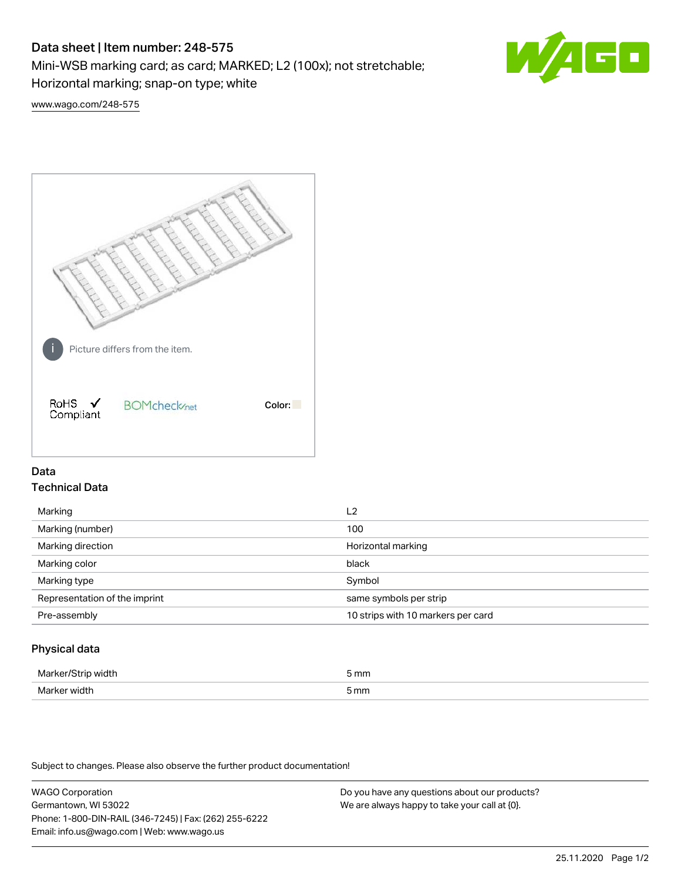# Data sheet | Item number: 248-575

Mini-WSB marking card; as card; MARKED; L2 (100x); not stretchable; Horizontal marking; snap-on type; white

www.wago.com/248-575

Picture differs from the item.

RoHS ✓ Compliant

BOMcheck.net

Color:

## Data

### Technical Data

| | |
|---|---|
| Marking | L2 |
| Marking (number) | 100 |
| Marking direction | Horizontal marking |
| Marking color | black |
| Marking type | Symbol |
| Representation of the imprint | same symbols per strip |
| Pre-assembly | 10 strips with 10 markers per card |

### Physical data

| | |
|---|---|
| Marker/Strip width | 5 mm |
| Marker width | 5 mm |

Subject to changes. Please also observe the further product documentation!

WAGO Corporation
Germantown, WI 53022
Phone: 1-800-DIN-RAIL (346-7245) | Fax: (262) 255-6222
Email: info.us@wago.com | Web: www.wago.us

Do you have any questions about our products?
We are always happy to take your call at {0}.

25.11.2020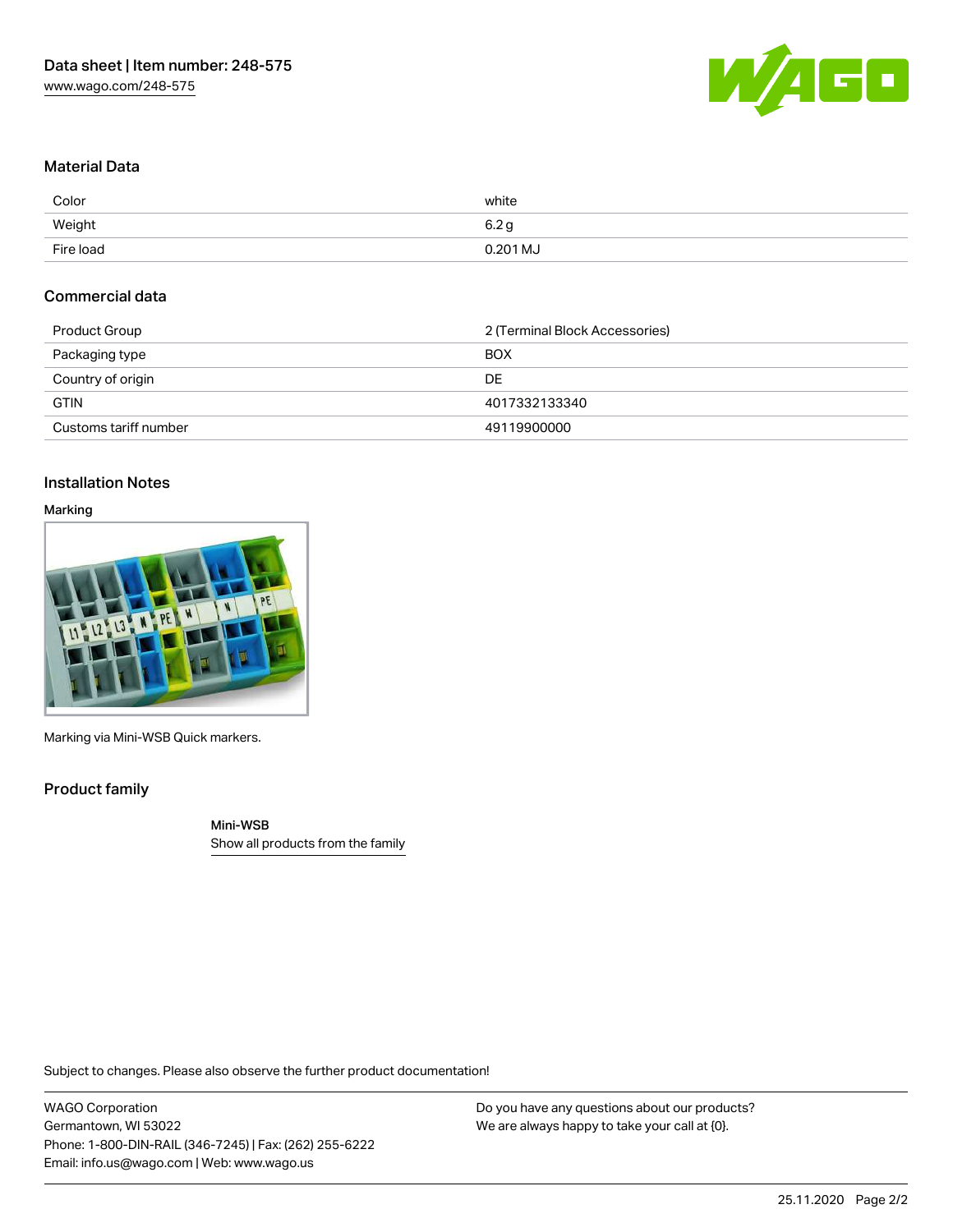## Material Data

| | |
|---|---|
| Color | white |
| Weight | 6.2 g |
| Fire load | 0.201 MJ |

## Commercial data

| | |
|---|---|
| Product Group | 2 (Terminal Block Accessories) |
| Packaging type | BOX |
| Country of origin | DE |
| GTIN | 4017332133340 |
| Customs tariff number | 49119900000 |

## Installation Notes

### Marking

Marking via Mini-WSB Quick markers.

## Product family

Mini-WSB
Show all products from the family

Subject to changes. Please also observe the further product documentation!

WAGO Corporation
Germantown, WI 53022
Phone: 1-800-DIN-RAIL (346-7245) | Fax: (262) 255-6222
Email: info.us@wago.com | Web: www.wago.us

Do you have any questions about our products?
We are always happy to take your call at {0}.